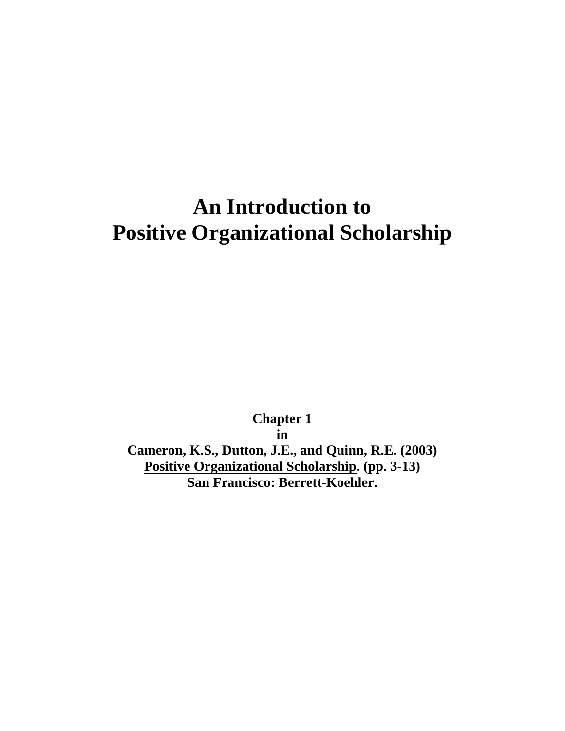# An Introduction to Positive Organizational Scholarship

**Chapter 1**

**in**

**Cameron, K.S., Dutton, J.E., and Quinn, R.E. (2003)**

**Positive Organizational Scholarship. (pp. 3-13)**

**San Francisco: Berrett-Koehler.**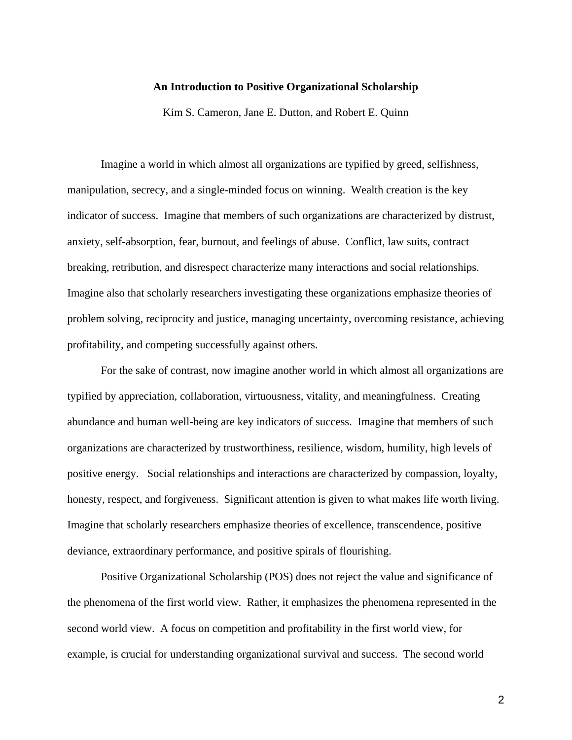# An Introduction to Positive Organizational Scholarship

Kim S. Cameron, Jane E. Dutton, and Robert E. Quinn

Imagine a world in which almost all organizations are typified by greed, selfishness, manipulation, secrecy, and a single-minded focus on winning. Wealth creation is the key indicator of success. Imagine that members of such organizations are characterized by distrust, anxiety, self-absorption, fear, burnout, and feelings of abuse. Conflict, law suits, contract breaking, retribution, and disrespect characterize many interactions and social relationships. Imagine also that scholarly researchers investigating these organizations emphasize theories of problem solving, reciprocity and justice, managing uncertainty, overcoming resistance, achieving profitability, and competing successfully against others.

For the sake of contrast, now imagine another world in which almost all organizations are typified by appreciation, collaboration, virtuousness, vitality, and meaningfulness. Creating abundance and human well-being are key indicators of success. Imagine that members of such organizations are characterized by trustworthiness, resilience, wisdom, humility, high levels of positive energy. Social relationships and interactions are characterized by compassion, loyalty, honesty, respect, and forgiveness. Significant attention is given to what makes life worth living. Imagine that scholarly researchers emphasize theories of excellence, transcendence, positive deviance, extraordinary performance, and positive spirals of flourishing.

Positive Organizational Scholarship (POS) does not reject the value and significance of the phenomena of the first world view. Rather, it emphasizes the phenomena represented in the second world view. A focus on competition and profitability in the first world view, for example, is crucial for understanding organizational survival and success. The second world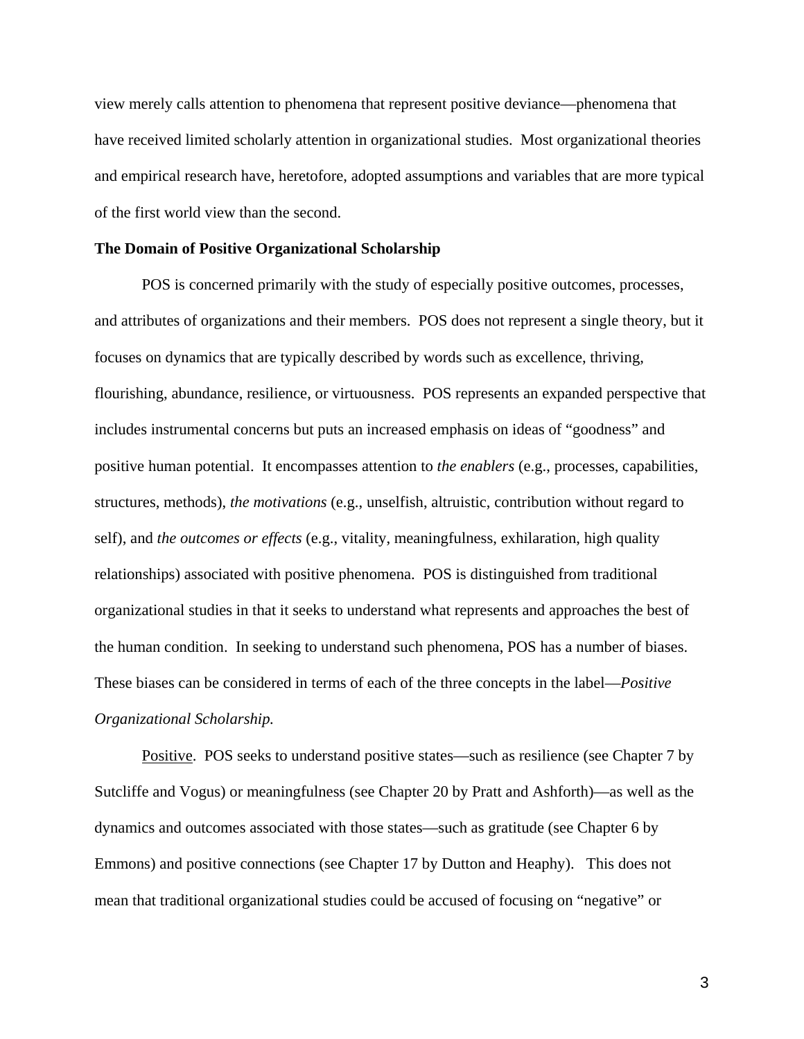view merely calls attention to phenomena that represent positive deviance—phenomena that have received limited scholarly attention in organizational studies. Most organizational theories and empirical research have, heretofore, adopted assumptions and variables that are more typical of the first world view than the second.

**The Domain of Positive Organizational Scholarship**

POS is concerned primarily with the study of especially positive outcomes, processes, and attributes of organizations and their members. POS does not represent a single theory, but it focuses on dynamics that are typically described by words such as excellence, thriving, flourishing, abundance, resilience, or virtuousness. POS represents an expanded perspective that includes instrumental concerns but puts an increased emphasis on ideas of "goodness" and positive human potential. It encompasses attention to *the enablers* (e.g., processes, capabilities, structures, methods), *the motivations* (e.g., unselfish, altruistic, contribution without regard to self), and *the outcomes or effects* (e.g., vitality, meaningfulness, exhilaration, high quality relationships) associated with positive phenomena. POS is distinguished from traditional organizational studies in that it seeks to understand what represents and approaches the best of the human condition. In seeking to understand such phenomena, POS has a number of biases. These biases can be considered in terms of each of the three concepts in the label—*Positive Organizational Scholarship.*

<u>Positive</u>. POS seeks to understand positive states—such as resilience (see Chapter 7 by Sutcliffe and Vogus) or meaningfulness (see Chapter 20 by Pratt and Ashforth)—as well as the dynamics and outcomes associated with those states—such as gratitude (see Chapter 6 by Emmons) and positive connections (see Chapter 17 by Dutton and Heaphy). This does not mean that traditional organizational studies could be accused of focusing on "negative" or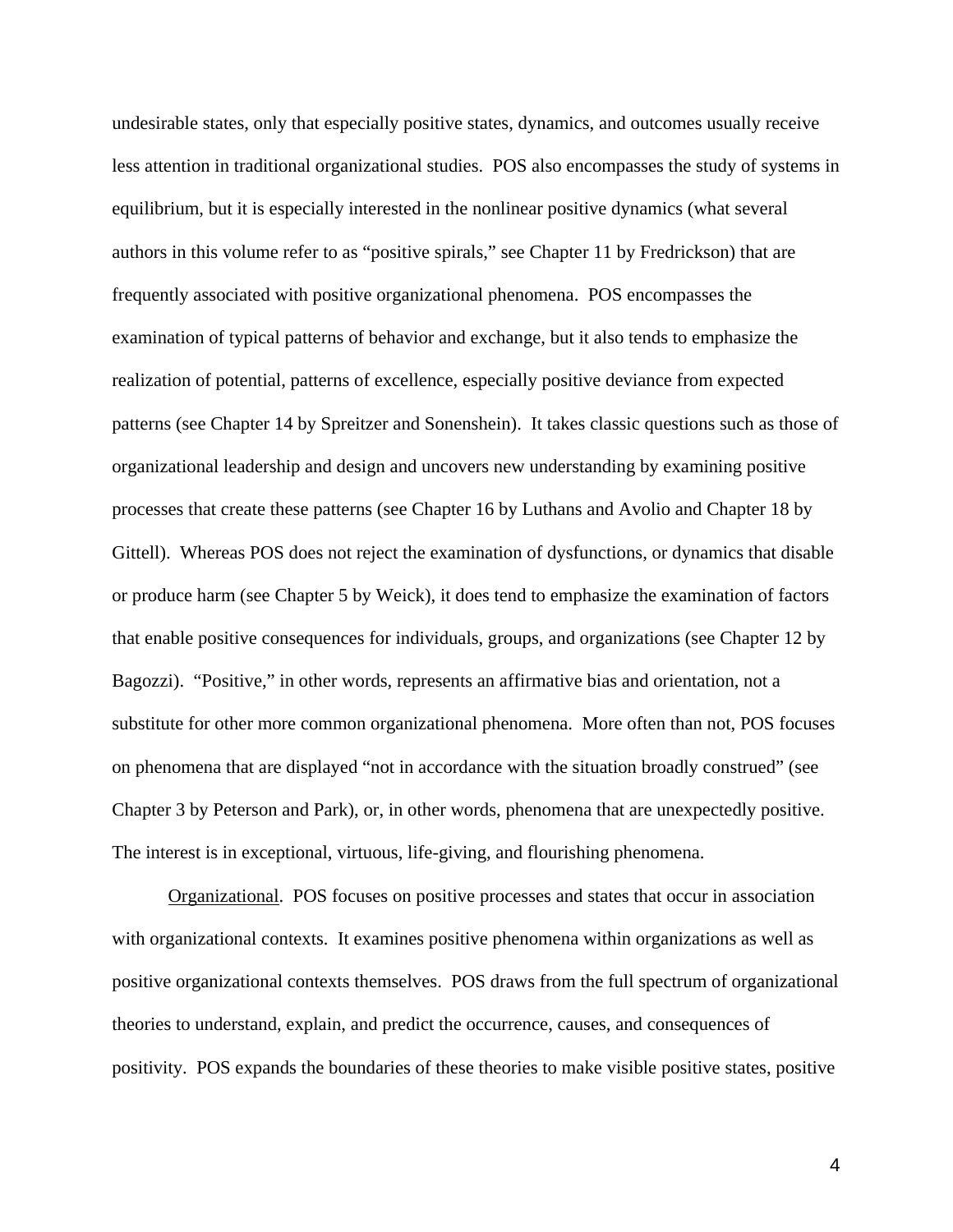undesirable states, only that especially positive states, dynamics, and outcomes usually receive less attention in traditional organizational studies. POS also encompasses the study of systems in equilibrium, but it is especially interested in the nonlinear positive dynamics (what several authors in this volume refer to as "positive spirals," see Chapter 11 by Fredrickson) that are frequently associated with positive organizational phenomena. POS encompasses the examination of typical patterns of behavior and exchange, but it also tends to emphasize the realization of potential, patterns of excellence, especially positive deviance from expected patterns (see Chapter 14 by Spreitzer and Sonenshein). It takes classic questions such as those of organizational leadership and design and uncovers new understanding by examining positive processes that create these patterns (see Chapter 16 by Luthans and Avolio and Chapter 18 by Gittell). Whereas POS does not reject the examination of dysfunctions, or dynamics that disable or produce harm (see Chapter 5 by Weick), it does tend to emphasize the examination of factors that enable positive consequences for individuals, groups, and organizations (see Chapter 12 by Bagozzi). "Positive," in other words, represents an affirmative bias and orientation, not a substitute for other more common organizational phenomena. More often than not, POS focuses on phenomena that are displayed "not in accordance with the situation broadly construed" (see Chapter 3 by Peterson and Park), or, in other words, phenomena that are unexpectedly positive. The interest is in exceptional, virtuous, life-giving, and flourishing phenomena.

Organizational. POS focuses on positive processes and states that occur in association with organizational contexts. It examines positive phenomena within organizations as well as positive organizational contexts themselves. POS draws from the full spectrum of organizational theories to understand, explain, and predict the occurrence, causes, and consequences of positivity. POS expands the boundaries of these theories to make visible positive states, positive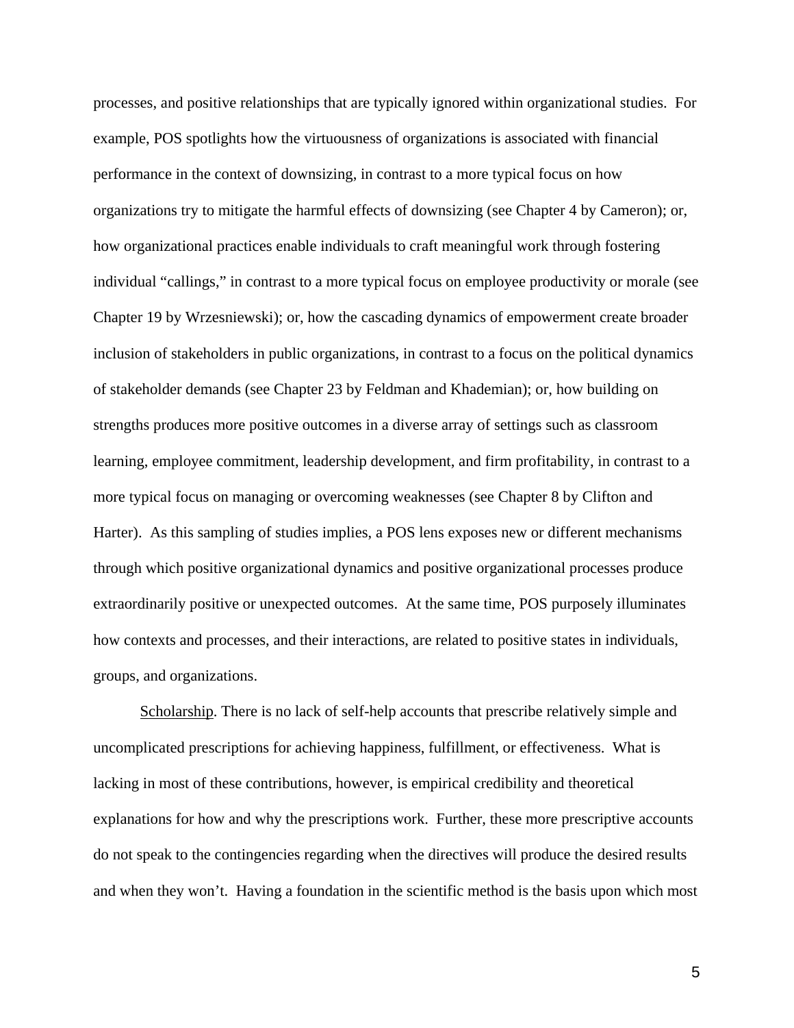processes, and positive relationships that are typically ignored within organizational studies. For example, POS spotlights how the virtuousness of organizations is associated with financial performance in the context of downsizing, in contrast to a more typical focus on how organizations try to mitigate the harmful effects of downsizing (see Chapter 4 by Cameron); or, how organizational practices enable individuals to craft meaningful work through fostering individual "callings," in contrast to a more typical focus on employee productivity or morale (see Chapter 19 by Wrzesniewski); or, how the cascading dynamics of empowerment create broader inclusion of stakeholders in public organizations, in contrast to a focus on the political dynamics of stakeholder demands (see Chapter 23 by Feldman and Khademian); or, how building on strengths produces more positive outcomes in a diverse array of settings such as classroom learning, employee commitment, leadership development, and firm profitability, in contrast to a more typical focus on managing or overcoming weaknesses (see Chapter 8 by Clifton and Harter). As this sampling of studies implies, a POS lens exposes new or different mechanisms through which positive organizational dynamics and positive organizational processes produce extraordinarily positive or unexpected outcomes. At the same time, POS purposely illuminates how contexts and processes, and their interactions, are related to positive states in individuals, groups, and organizations.

Scholarship. There is no lack of self-help accounts that prescribe relatively simple and uncomplicated prescriptions for achieving happiness, fulfillment, or effectiveness. What is lacking in most of these contributions, however, is empirical credibility and theoretical explanations for how and why the prescriptions work. Further, these more prescriptive accounts do not speak to the contingencies regarding when the directives will produce the desired results and when they won't. Having a foundation in the scientific method is the basis upon which most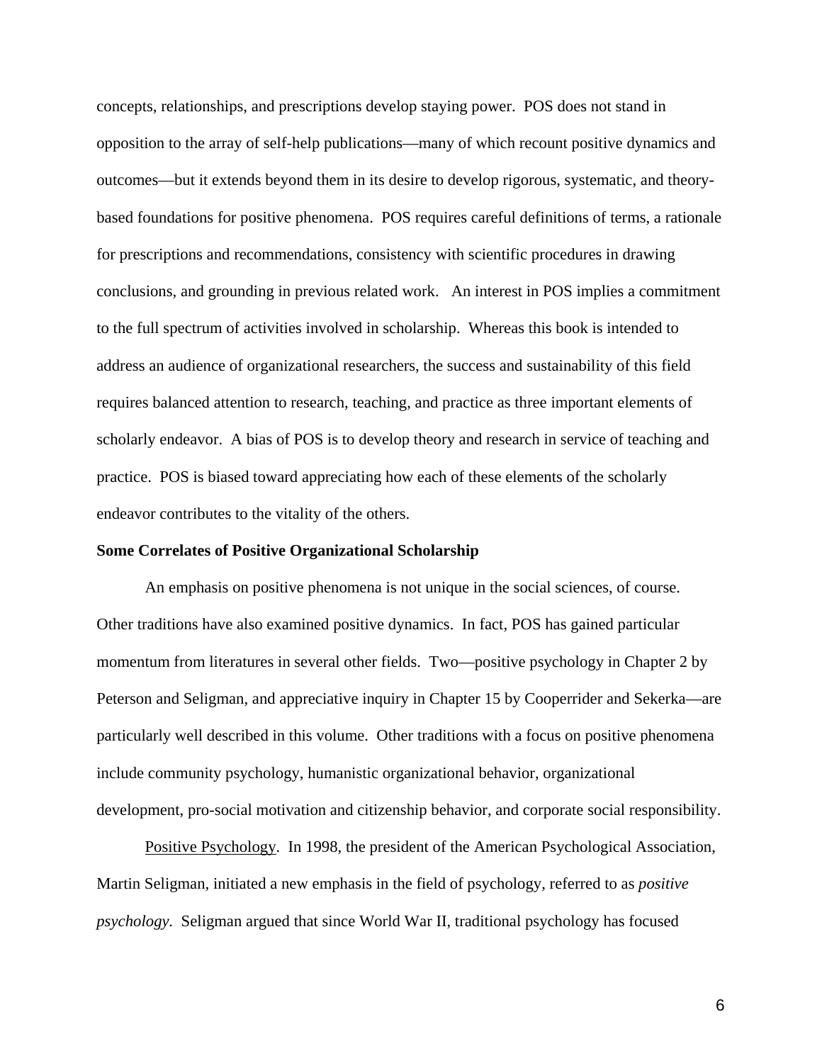concepts, relationships, and prescriptions develop staying power. POS does not stand in opposition to the array of self-help publications—many of which recount positive dynamics and outcomes—but it extends beyond them in its desire to develop rigorous, systematic, and theory-based foundations for positive phenomena. POS requires careful definitions of terms, a rationale for prescriptions and recommendations, consistency with scientific procedures in drawing conclusions, and grounding in previous related work. An interest in POS implies a commitment to the full spectrum of activities involved in scholarship. Whereas this book is intended to address an audience of organizational researchers, the success and sustainability of this field requires balanced attention to research, teaching, and practice as three important elements of scholarly endeavor. A bias of POS is to develop theory and research in service of teaching and practice. POS is biased toward appreciating how each of these elements of the scholarly endeavor contributes to the vitality of the others.

**Some Correlates of Positive Organizational Scholarship**

An emphasis on positive phenomena is not unique in the social sciences, of course. Other traditions have also examined positive dynamics. In fact, POS has gained particular momentum from literatures in several other fields. Two—positive psychology in Chapter 2 by Peterson and Seligman, and appreciative inquiry in Chapter 15 by Cooperrider and Sekerka—are particularly well described in this volume. Other traditions with a focus on positive phenomena include community psychology, humanistic organizational behavior, organizational development, pro-social motivation and citizenship behavior, and corporate social responsibility.

Positive Psychology. In 1998, the president of the American Psychological Association, Martin Seligman, initiated a new emphasis in the field of psychology, referred to as *positive psychology*. Seligman argued that since World War II, traditional psychology has focused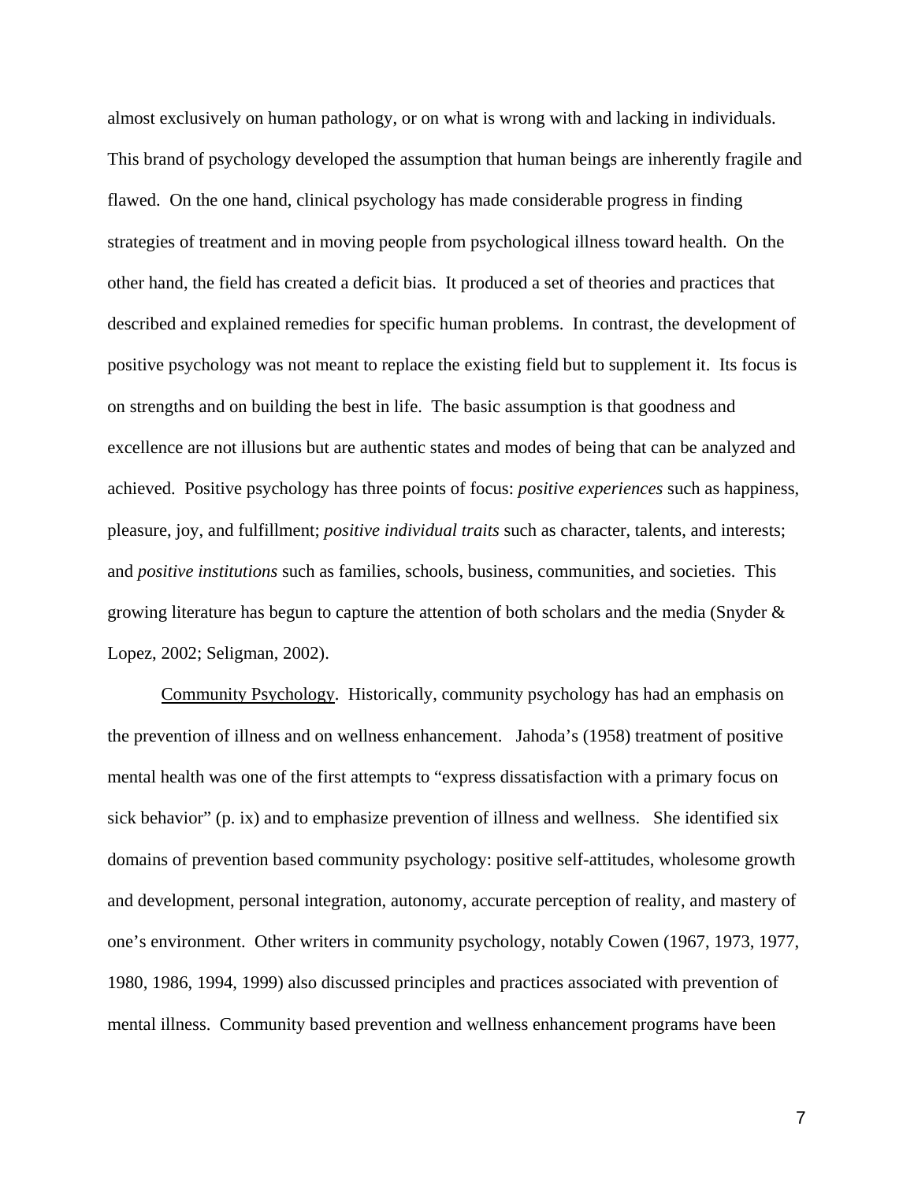almost exclusively on human pathology, or on what is wrong with and lacking in individuals. This brand of psychology developed the assumption that human beings are inherently fragile and flawed. On the one hand, clinical psychology has made considerable progress in finding strategies of treatment and in moving people from psychological illness toward health. On the other hand, the field has created a deficit bias. It produced a set of theories and practices that described and explained remedies for specific human problems. In contrast, the development of positive psychology was not meant to replace the existing field but to supplement it. Its focus is on strengths and on building the best in life. The basic assumption is that goodness and excellence are not illusions but are authentic states and modes of being that can be analyzed and achieved. Positive psychology has three points of focus: *positive experiences* such as happiness, pleasure, joy, and fulfillment; *positive individual traits* such as character, talents, and interests; and *positive institutions* such as families, schools, business, communities, and societies. This growing literature has begun to capture the attention of both scholars and the media (Snyder & Lopez, 2002; Seligman, 2002).

<u>Community Psychology</u>. Historically, community psychology has had an emphasis on the prevention of illness and on wellness enhancement. Jahoda's (1958) treatment of positive mental health was one of the first attempts to "express dissatisfaction with a primary focus on sick behavior" (p. ix) and to emphasize prevention of illness and wellness. She identified six domains of prevention based community psychology: positive self-attitudes, wholesome growth and development, personal integration, autonomy, accurate perception of reality, and mastery of one's environment. Other writers in community psychology, notably Cowen (1967, 1973, 1977, 1980, 1986, 1994, 1999) also discussed principles and practices associated with prevention of mental illness. Community based prevention and wellness enhancement programs have been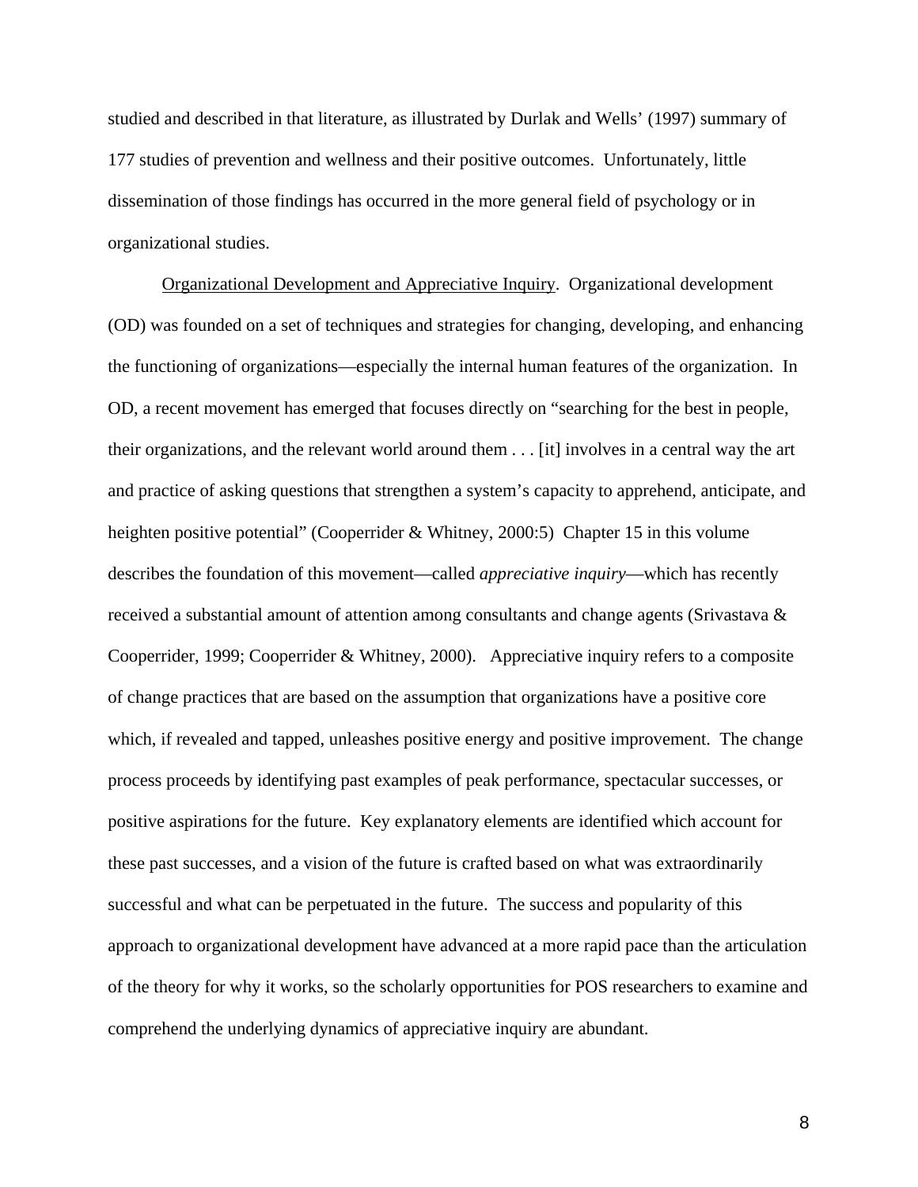studied and described in that literature, as illustrated by Durlak and Wells' (1997) summary of 177 studies of prevention and wellness and their positive outcomes. Unfortunately, little dissemination of those findings has occurred in the more general field of psychology or in organizational studies.

Organizational Development and Appreciative Inquiry. Organizational development (OD) was founded on a set of techniques and strategies for changing, developing, and enhancing the functioning of organizations—especially the internal human features of the organization. In OD, a recent movement has emerged that focuses directly on "searching for the best in people, their organizations, and the relevant world around them . . . [it] involves in a central way the art and practice of asking questions that strengthen a system's capacity to apprehend, anticipate, and heighten positive potential" (Cooperrider & Whitney, 2000:5) Chapter 15 in this volume describes the foundation of this movement—called *appreciative inquiry*—which has recently received a substantial amount of attention among consultants and change agents (Srivastava & Cooperrider, 1999; Cooperrider & Whitney, 2000). Appreciative inquiry refers to a composite of change practices that are based on the assumption that organizations have a positive core which, if revealed and tapped, unleashes positive energy and positive improvement. The change process proceeds by identifying past examples of peak performance, spectacular successes, or positive aspirations for the future. Key explanatory elements are identified which account for these past successes, and a vision of the future is crafted based on what was extraordinarily successful and what can be perpetuated in the future. The success and popularity of this approach to organizational development have advanced at a more rapid pace than the articulation of the theory for why it works, so the scholarly opportunities for POS researchers to examine and comprehend the underlying dynamics of appreciative inquiry are abundant.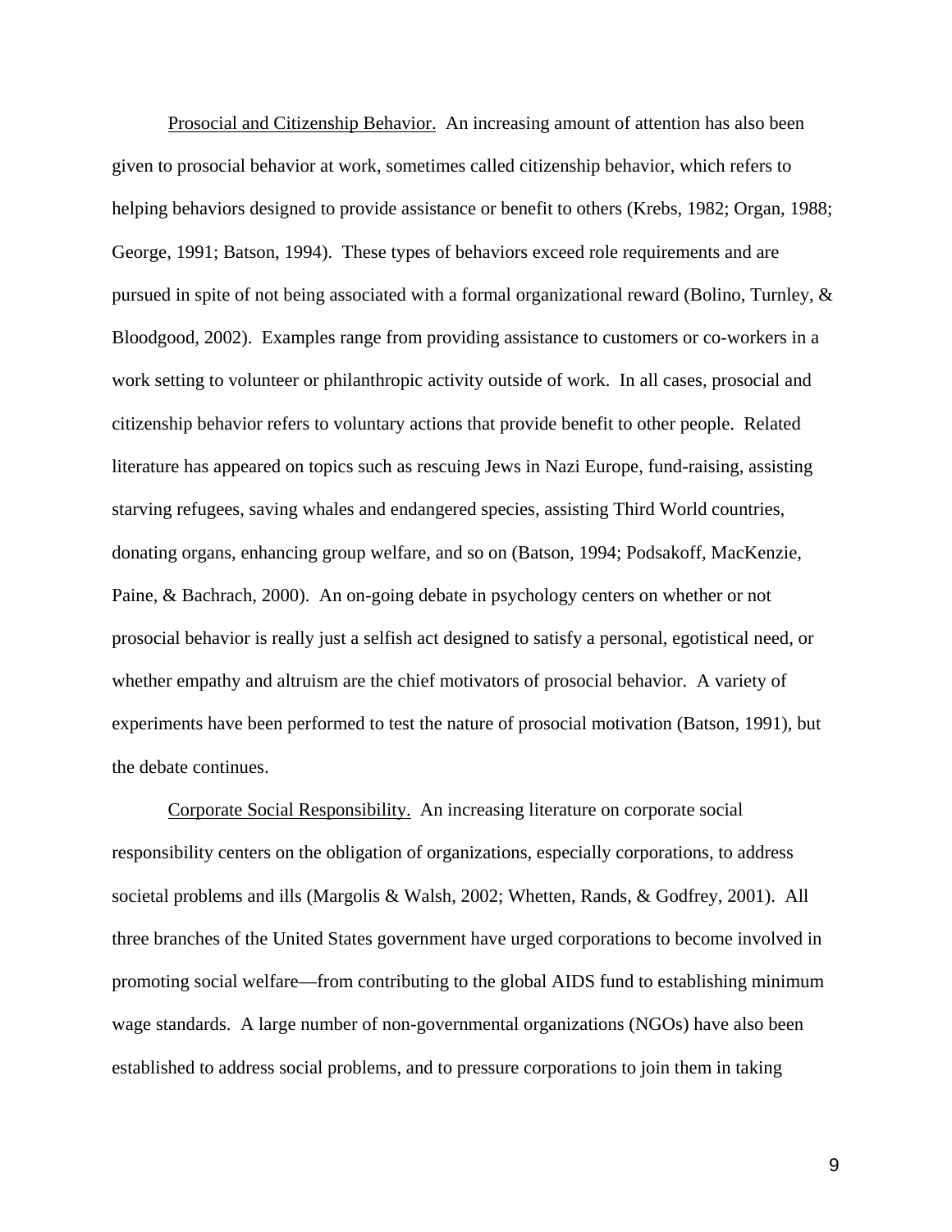<u>Prosocial and Citizenship Behavior.</u> An increasing amount of attention has also been given to prosocial behavior at work, sometimes called citizenship behavior, which refers to helping behaviors designed to provide assistance or benefit to others (Krebs, 1982; Organ, 1988; George, 1991; Batson, 1994). These types of behaviors exceed role requirements and are pursued in spite of not being associated with a formal organizational reward (Bolino, Turnley, & Bloodgood, 2002). Examples range from providing assistance to customers or co-workers in a work setting to volunteer or philanthropic activity outside of work. In all cases, prosocial and citizenship behavior refers to voluntary actions that provide benefit to other people. Related literature has appeared on topics such as rescuing Jews in Nazi Europe, fund-raising, assisting starving refugees, saving whales and endangered species, assisting Third World countries, donating organs, enhancing group welfare, and so on (Batson, 1994; Podsakoff, MacKenzie, Paine, & Bachrach, 2000). An on-going debate in psychology centers on whether or not prosocial behavior is really just a selfish act designed to satisfy a personal, egotistical need, or whether empathy and altruism are the chief motivators of prosocial behavior. A variety of experiments have been performed to test the nature of prosocial motivation (Batson, 1991), but the debate continues.

<u>Corporate Social Responsibility.</u> An increasing literature on corporate social responsibility centers on the obligation of organizations, especially corporations, to address societal problems and ills (Margolis & Walsh, 2002; Whetten, Rands, & Godfrey, 2001). All three branches of the United States government have urged corporations to become involved in promoting social welfare—from contributing to the global AIDS fund to establishing minimum wage standards. A large number of non-governmental organizations (NGOs) have also been established to address social problems, and to pressure corporations to join them in taking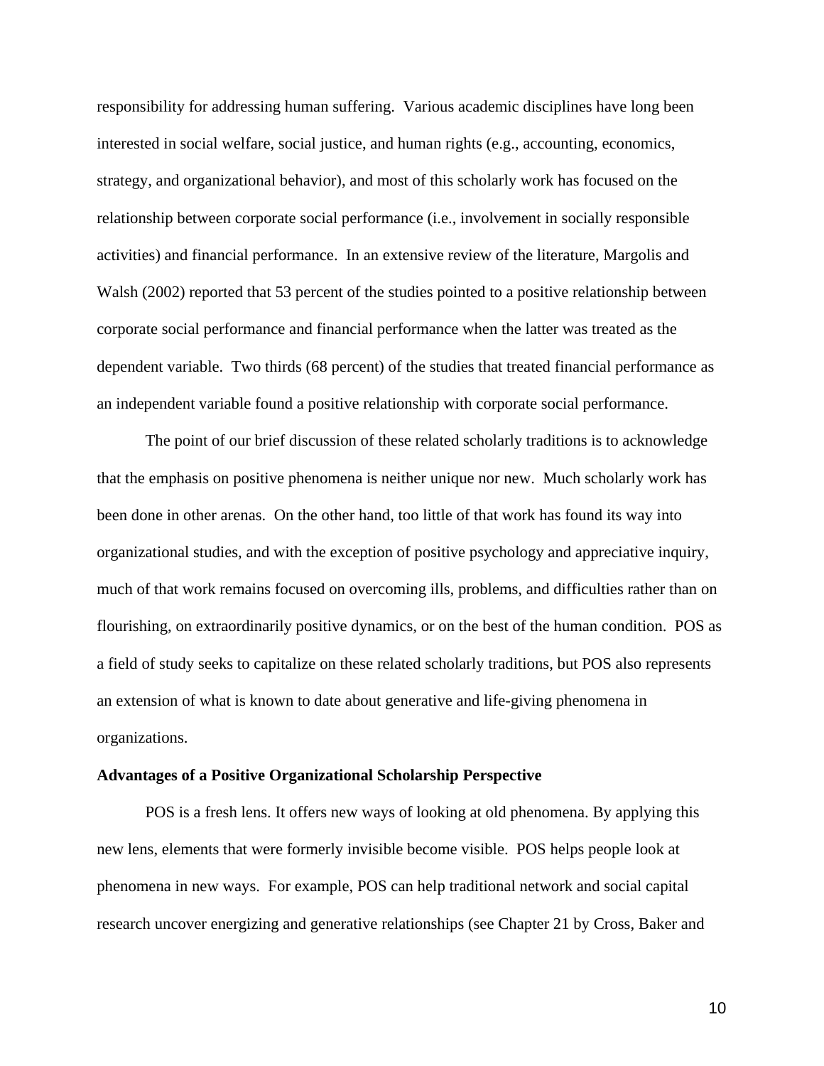responsibility for addressing human suffering. Various academic disciplines have long been interested in social welfare, social justice, and human rights (e.g., accounting, economics, strategy, and organizational behavior), and most of this scholarly work has focused on the relationship between corporate social performance (i.e., involvement in socially responsible activities) and financial performance. In an extensive review of the literature, Margolis and Walsh (2002) reported that 53 percent of the studies pointed to a positive relationship between corporate social performance and financial performance when the latter was treated as the dependent variable. Two thirds (68 percent) of the studies that treated financial performance as an independent variable found a positive relationship with corporate social performance.

The point of our brief discussion of these related scholarly traditions is to acknowledge that the emphasis on positive phenomena is neither unique nor new. Much scholarly work has been done in other arenas. On the other hand, too little of that work has found its way into organizational studies, and with the exception of positive psychology and appreciative inquiry, much of that work remains focused on overcoming ills, problems, and difficulties rather than on flourishing, on extraordinarily positive dynamics, or on the best of the human condition. POS as a field of study seeks to capitalize on these related scholarly traditions, but POS also represents an extension of what is known to date about generative and life-giving phenomena in organizations.

**Advantages of a Positive Organizational Scholarship Perspective**

POS is a fresh lens. It offers new ways of looking at old phenomena. By applying this new lens, elements that were formerly invisible become visible. POS helps people look at phenomena in new ways. For example, POS can help traditional network and social capital research uncover energizing and generative relationships (see Chapter 21 by Cross, Baker and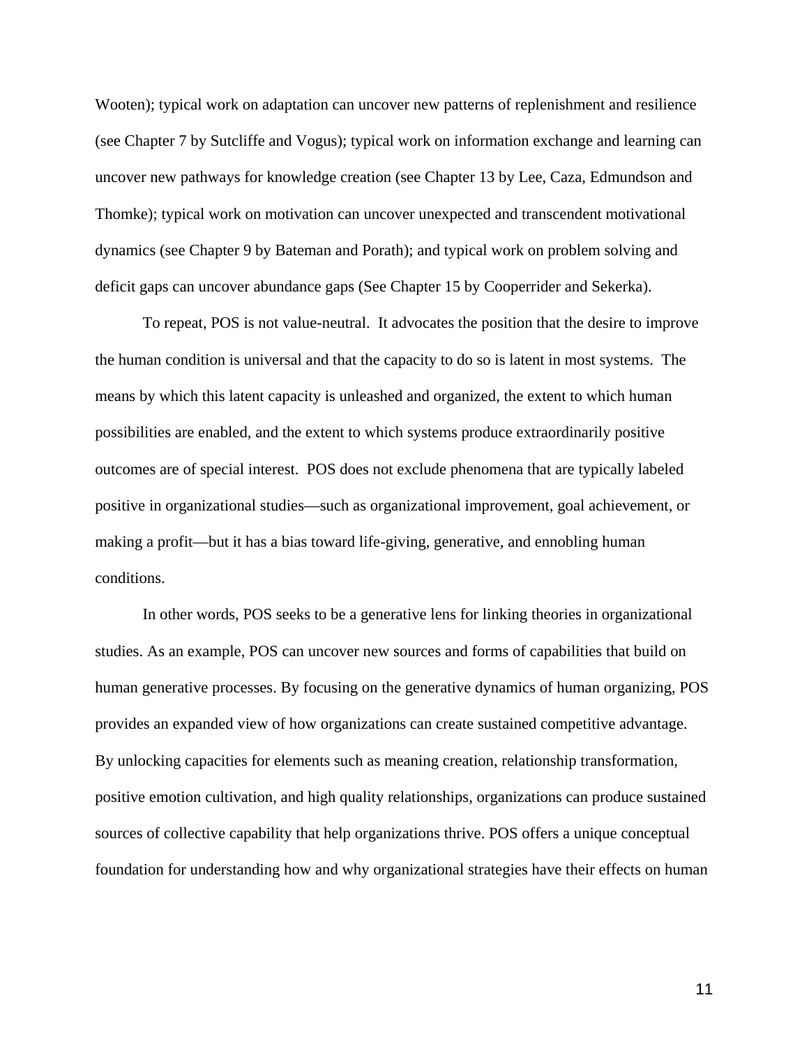Wooten); typical work on adaptation can uncover new patterns of replenishment and resilience (see Chapter 7 by Sutcliffe and Vogus); typical work on information exchange and learning can uncover new pathways for knowledge creation (see Chapter 13 by Lee, Caza, Edmundson and Thomke); typical work on motivation can uncover unexpected and transcendent motivational dynamics (see Chapter 9 by Bateman and Porath); and typical work on problem solving and deficit gaps can uncover abundance gaps (See Chapter 15 by Cooperrider and Sekerka).

To repeat, POS is not value-neutral. It advocates the position that the desire to improve the human condition is universal and that the capacity to do so is latent in most systems. The means by which this latent capacity is unleashed and organized, the extent to which human possibilities are enabled, and the extent to which systems produce extraordinarily positive outcomes are of special interest. POS does not exclude phenomena that are typically labeled positive in organizational studies—such as organizational improvement, goal achievement, or making a profit—but it has a bias toward life-giving, generative, and ennobling human conditions.

In other words, POS seeks to be a generative lens for linking theories in organizational studies. As an example, POS can uncover new sources and forms of capabilities that build on human generative processes. By focusing on the generative dynamics of human organizing, POS provides an expanded view of how organizations can create sustained competitive advantage. By unlocking capacities for elements such as meaning creation, relationship transformation, positive emotion cultivation, and high quality relationships, organizations can produce sustained sources of collective capability that help organizations thrive. POS offers a unique conceptual foundation for understanding how and why organizational strategies have their effects on human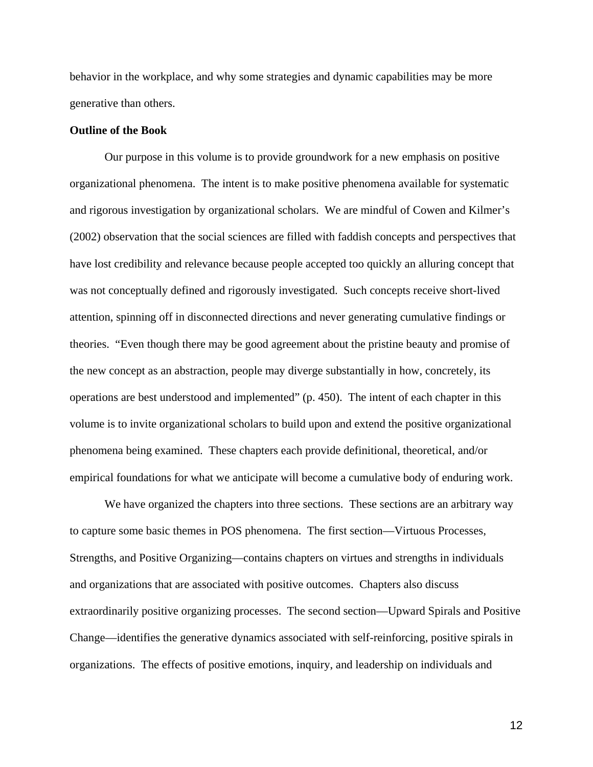behavior in the workplace, and why some strategies and dynamic capabilities may be more generative than others.

**Outline of the Book**

Our purpose in this volume is to provide groundwork for a new emphasis on positive organizational phenomena. The intent is to make positive phenomena available for systematic and rigorous investigation by organizational scholars. We are mindful of Cowen and Kilmer's (2002) observation that the social sciences are filled with faddish concepts and perspectives that have lost credibility and relevance because people accepted too quickly an alluring concept that was not conceptually defined and rigorously investigated. Such concepts receive short-lived attention, spinning off in disconnected directions and never generating cumulative findings or theories. "Even though there may be good agreement about the pristine beauty and promise of the new concept as an abstraction, people may diverge substantially in how, concretely, its operations are best understood and implemented" (p. 450). The intent of each chapter in this volume is to invite organizational scholars to build upon and extend the positive organizational phenomena being examined. These chapters each provide definitional, theoretical, and/or empirical foundations for what we anticipate will become a cumulative body of enduring work.

We have organized the chapters into three sections. These sections are an arbitrary way to capture some basic themes in POS phenomena. The first section—Virtuous Processes, Strengths, and Positive Organizing—contains chapters on virtues and strengths in individuals and organizations that are associated with positive outcomes. Chapters also discuss extraordinarily positive organizing processes. The second section—Upward Spirals and Positive Change—identifies the generative dynamics associated with self-reinforcing, positive spirals in organizations. The effects of positive emotions, inquiry, and leadership on individuals and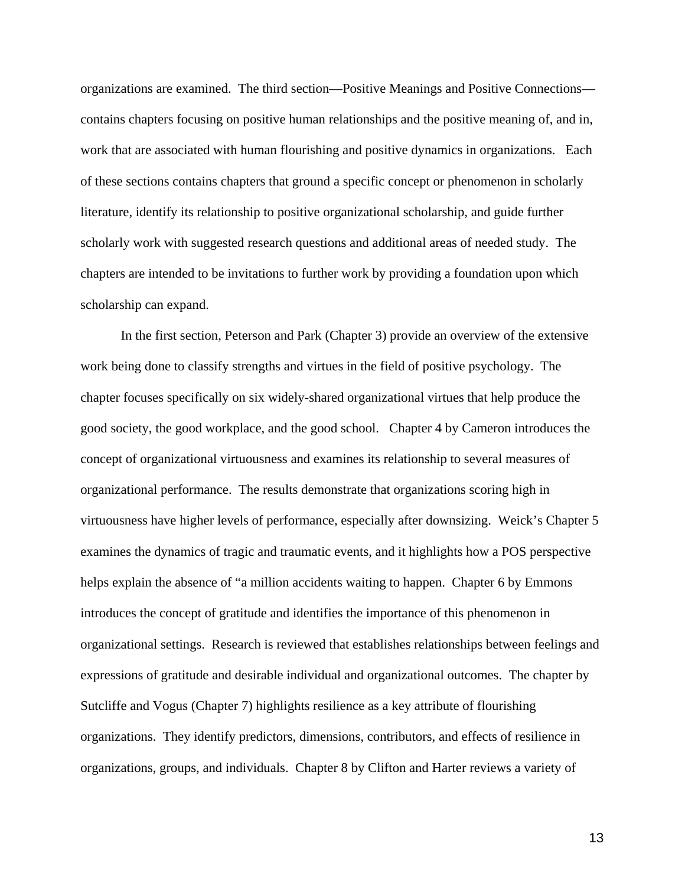organizations are examined. The third section—Positive Meanings and Positive Connections—contains chapters focusing on positive human relationships and the positive meaning of, and in, work that are associated with human flourishing and positive dynamics in organizations. Each of these sections contains chapters that ground a specific concept or phenomenon in scholarly literature, identify its relationship to positive organizational scholarship, and guide further scholarly work with suggested research questions and additional areas of needed study. The chapters are intended to be invitations to further work by providing a foundation upon which scholarship can expand.

In the first section, Peterson and Park (Chapter 3) provide an overview of the extensive work being done to classify strengths and virtues in the field of positive psychology. The chapter focuses specifically on six widely-shared organizational virtues that help produce the good society, the good workplace, and the good school. Chapter 4 by Cameron introduces the concept of organizational virtuousness and examines its relationship to several measures of organizational performance. The results demonstrate that organizations scoring high in virtuousness have higher levels of performance, especially after downsizing. Weick's Chapter 5 examines the dynamics of tragic and traumatic events, and it highlights how a POS perspective helps explain the absence of "a million accidents waiting to happen. Chapter 6 by Emmons introduces the concept of gratitude and identifies the importance of this phenomenon in organizational settings. Research is reviewed that establishes relationships between feelings and expressions of gratitude and desirable individual and organizational outcomes. The chapter by Sutcliffe and Vogus (Chapter 7) highlights resilience as a key attribute of flourishing organizations. They identify predictors, dimensions, contributors, and effects of resilience in organizations, groups, and individuals. Chapter 8 by Clifton and Harter reviews a variety of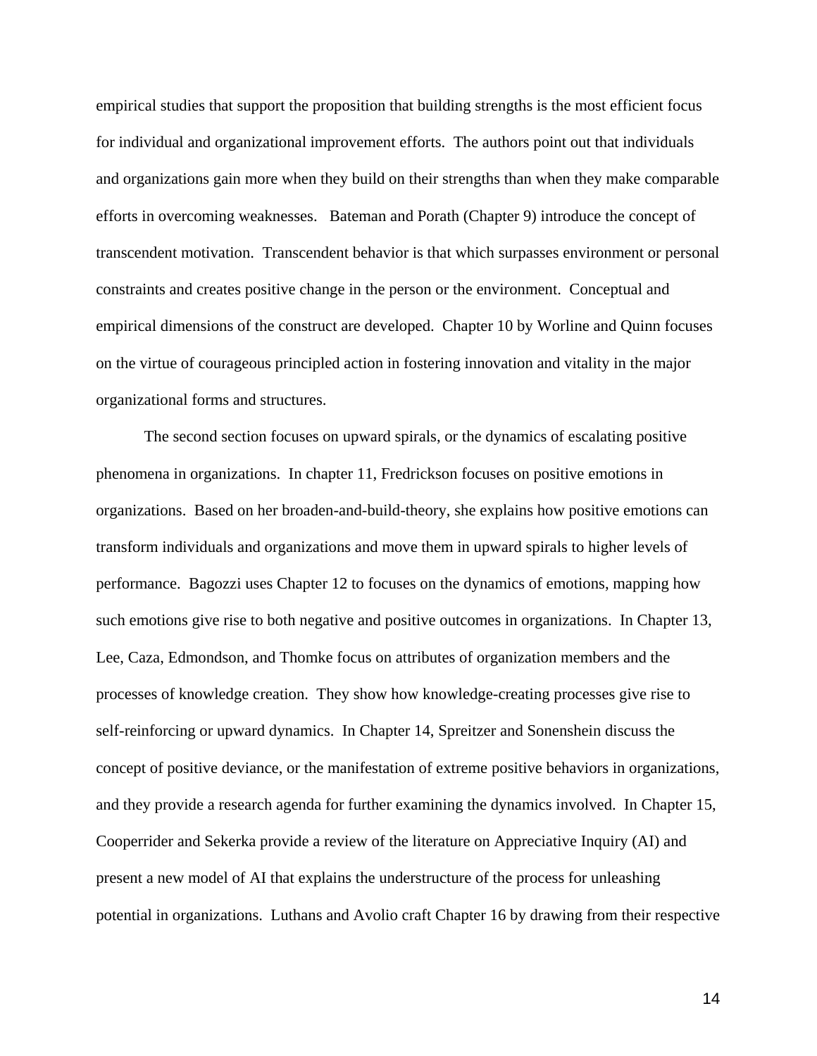empirical studies that support the proposition that building strengths is the most efficient focus for individual and organizational improvement efforts. The authors point out that individuals and organizations gain more when they build on their strengths than when they make comparable efforts in overcoming weaknesses. Bateman and Porath (Chapter 9) introduce the concept of transcendent motivation. Transcendent behavior is that which surpasses environment or personal constraints and creates positive change in the person or the environment. Conceptual and empirical dimensions of the construct are developed. Chapter 10 by Worline and Quinn focuses on the virtue of courageous principled action in fostering innovation and vitality in the major organizational forms and structures.

The second section focuses on upward spirals, or the dynamics of escalating positive phenomena in organizations. In chapter 11, Fredrickson focuses on positive emotions in organizations. Based on her broaden-and-build-theory, she explains how positive emotions can transform individuals and organizations and move them in upward spirals to higher levels of performance. Bagozzi uses Chapter 12 to focuses on the dynamics of emotions, mapping how such emotions give rise to both negative and positive outcomes in organizations. In Chapter 13, Lee, Caza, Edmondson, and Thomke focus on attributes of organization members and the processes of knowledge creation. They show how knowledge-creating processes give rise to self-reinforcing or upward dynamics. In Chapter 14, Spreitzer and Sonenshein discuss the concept of positive deviance, or the manifestation of extreme positive behaviors in organizations, and they provide a research agenda for further examining the dynamics involved. In Chapter 15, Cooperrider and Sekerka provide a review of the literature on Appreciative Inquiry (AI) and present a new model of AI that explains the understructure of the process for unleashing potential in organizations. Luthans and Avolio craft Chapter 16 by drawing from their respective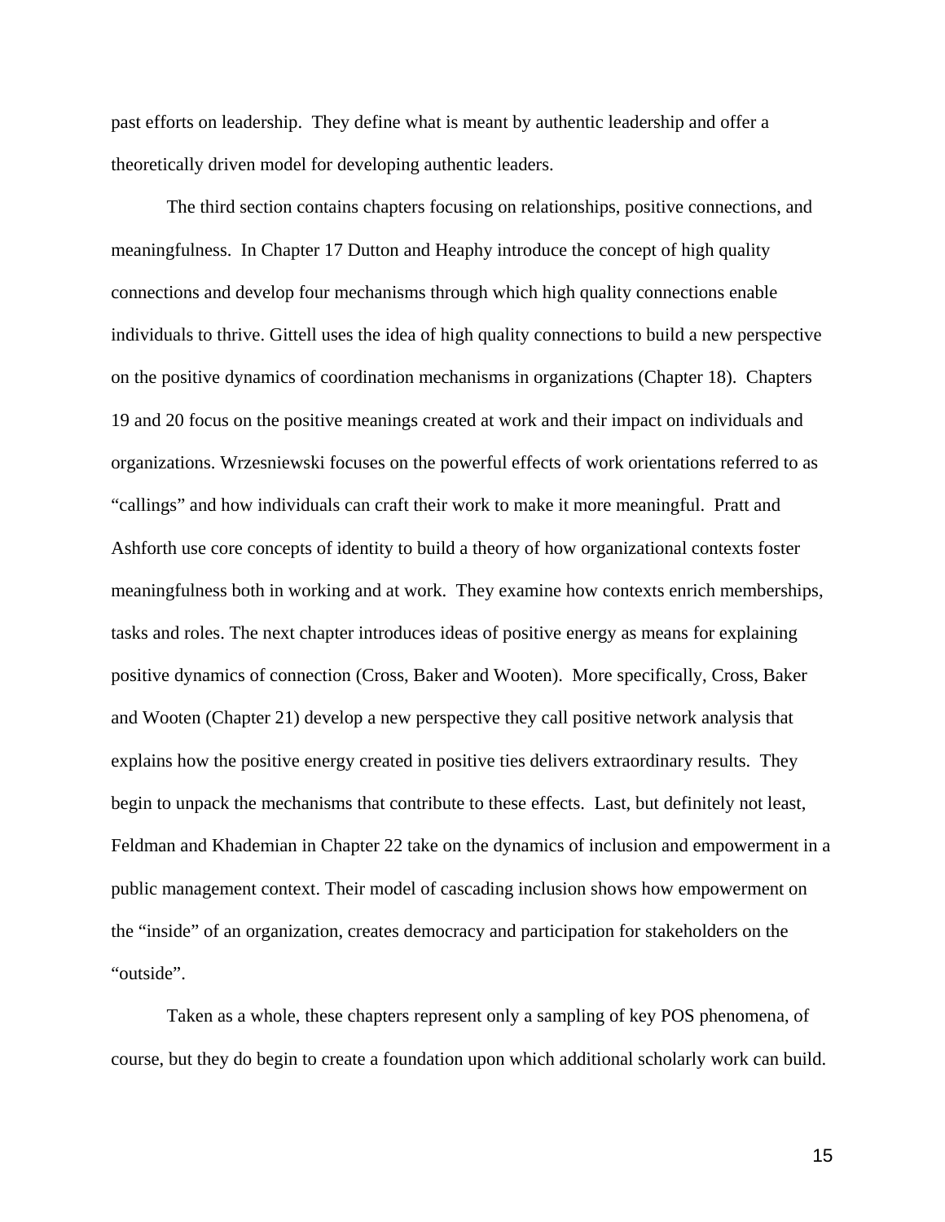past efforts on leadership. They define what is meant by authentic leadership and offer a theoretically driven model for developing authentic leaders.

The third section contains chapters focusing on relationships, positive connections, and meaningfulness. In Chapter 17 Dutton and Heaphy introduce the concept of high quality connections and develop four mechanisms through which high quality connections enable individuals to thrive. Gittell uses the idea of high quality connections to build a new perspective on the positive dynamics of coordination mechanisms in organizations (Chapter 18). Chapters 19 and 20 focus on the positive meanings created at work and their impact on individuals and organizations. Wrzesniewski focuses on the powerful effects of work orientations referred to as "callings" and how individuals can craft their work to make it more meaningful. Pratt and Ashforth use core concepts of identity to build a theory of how organizational contexts foster meaningfulness both in working and at work. They examine how contexts enrich memberships, tasks and roles. The next chapter introduces ideas of positive energy as means for explaining positive dynamics of connection (Cross, Baker and Wooten). More specifically, Cross, Baker and Wooten (Chapter 21) develop a new perspective they call positive network analysis that explains how the positive energy created in positive ties delivers extraordinary results. They begin to unpack the mechanisms that contribute to these effects. Last, but definitely not least, Feldman and Khademian in Chapter 22 take on the dynamics of inclusion and empowerment in a public management context. Their model of cascading inclusion shows how empowerment on the "inside" of an organization, creates democracy and participation for stakeholders on the "outside".

Taken as a whole, these chapters represent only a sampling of key POS phenomena, of course, but they do begin to create a foundation upon which additional scholarly work can build.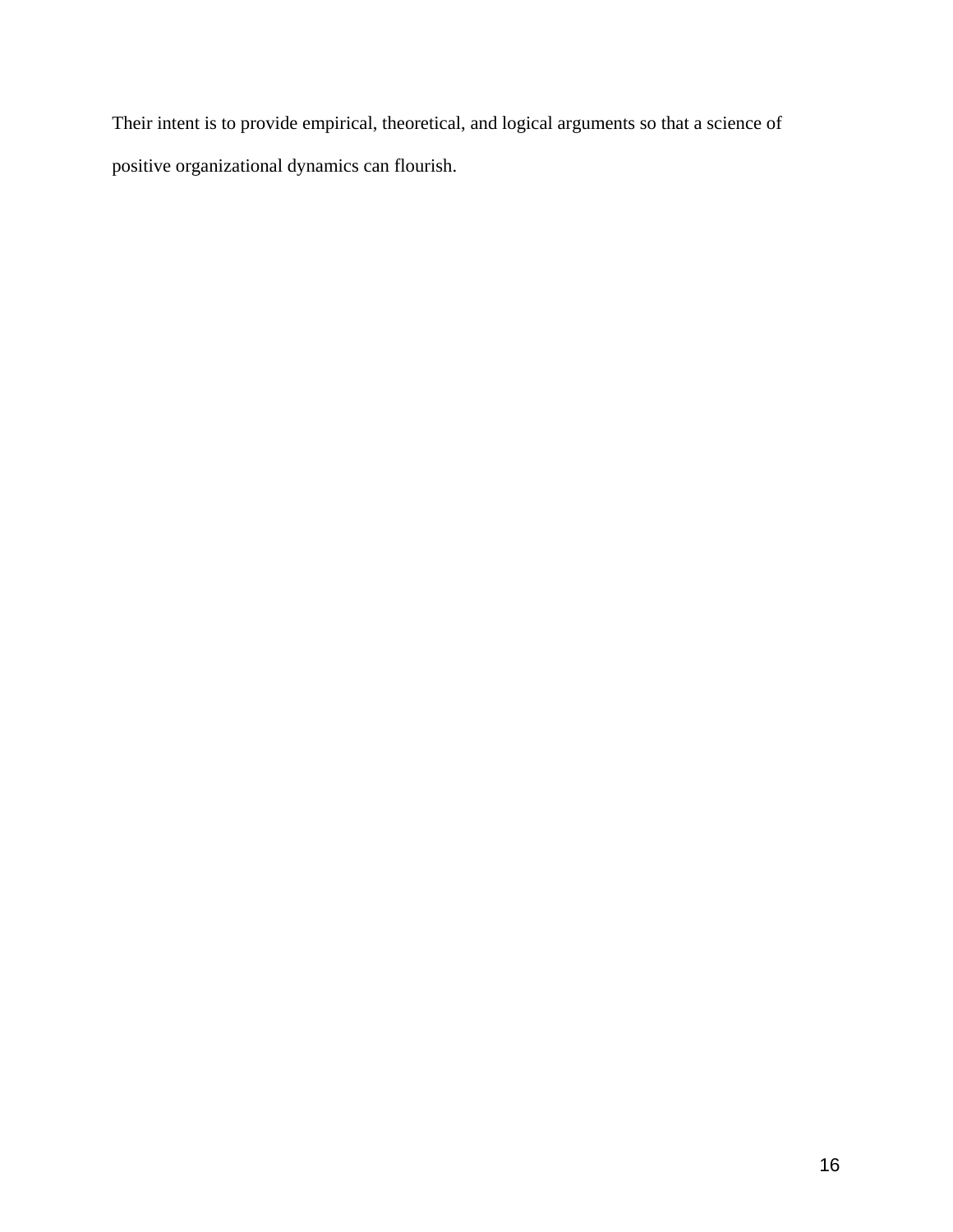Their intent is to provide empirical, theoretical, and logical arguments so that a science of positive organizational dynamics can flourish.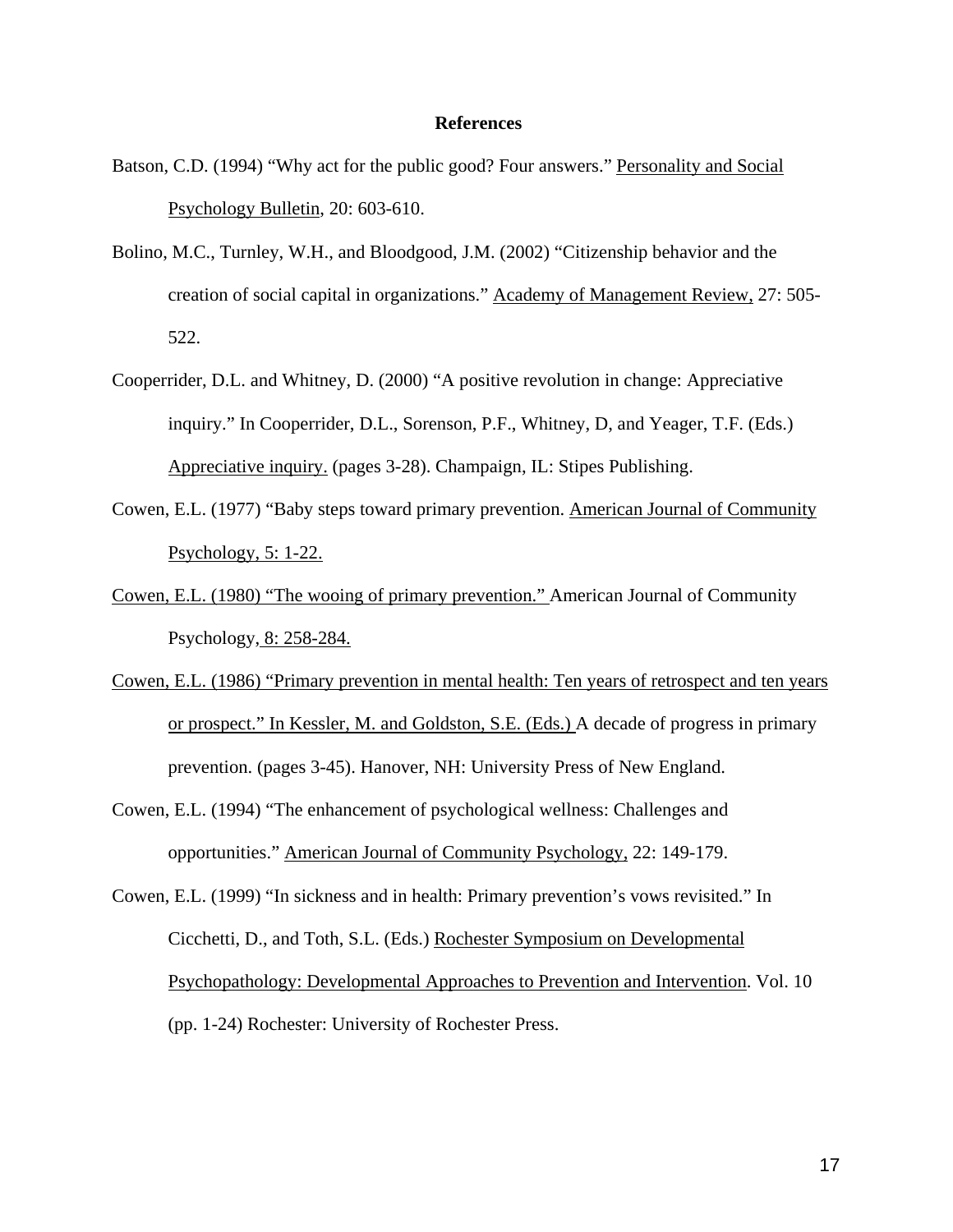## References

Batson, C.D. (1994) "Why act for the public good? Four answers." Personality and Social Psychology Bulletin, 20: 603-610.

Bolino, M.C., Turnley, W.H., and Bloodgood, J.M. (2002) "Citizenship behavior and the creation of social capital in organizations." Academy of Management Review, 27: 505-522.

Cooperrider, D.L. and Whitney, D. (2000) "A positive revolution in change: Appreciative inquiry." In Cooperrider, D.L., Sorenson, P.F., Whitney, D, and Yeager, T.F. (Eds.) Appreciative inquiry. (pages 3-28). Champaign, IL: Stipes Publishing.

Cowen, E.L. (1977) "Baby steps toward primary prevention. American Journal of Community Psychology, 5: 1-22.

Cowen, E.L. (1980) "The wooing of primary prevention." American Journal of Community Psychology, 8: 258-284.

Cowen, E.L. (1986) "Primary prevention in mental health: Ten years of retrospect and ten years or prospect." In Kessler, M. and Goldston, S.E. (Eds.) A decade of progress in primary prevention. (pages 3-45). Hanover, NH: University Press of New England.

Cowen, E.L. (1994) "The enhancement of psychological wellness: Challenges and opportunities." American Journal of Community Psychology, 22: 149-179.

Cowen, E.L. (1999) "In sickness and in health: Primary prevention's vows revisited." In Cicchetti, D., and Toth, S.L. (Eds.) Rochester Symposium on Developmental Psychopathology: Developmental Approaches to Prevention and Intervention. Vol. 10 (pp. 1-24) Rochester: University of Rochester Press.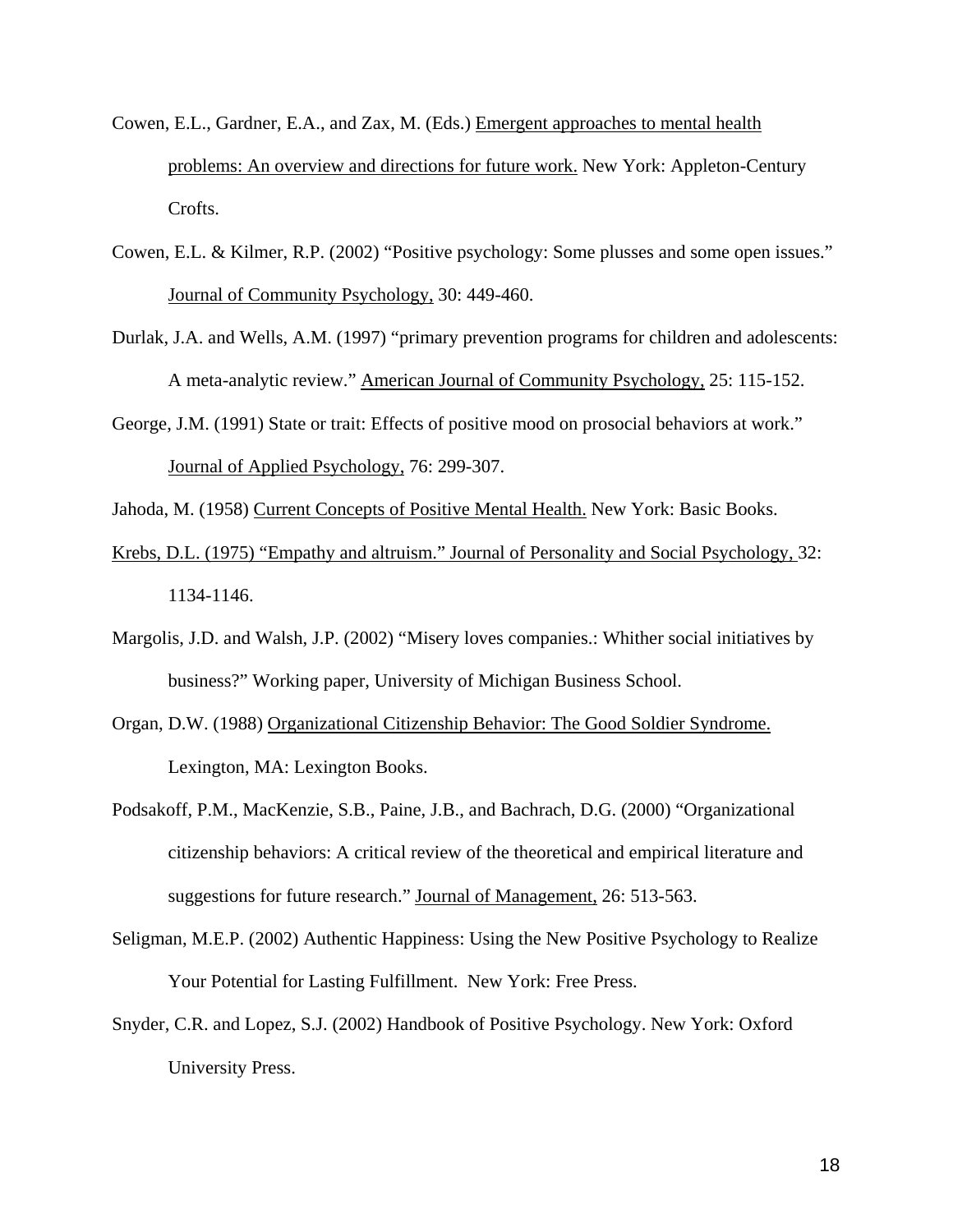Cowen, E.L., Gardner, E.A., and Zax, M. (Eds.) Emergent approaches to mental health problems: An overview and directions for future work. New York: Appleton-Century Crofts.

Cowen, E.L. & Kilmer, R.P. (2002) "Positive psychology: Some plusses and some open issues." Journal of Community Psychology, 30: 449-460.

Durlak, J.A. and Wells, A.M. (1997) "primary prevention programs for children and adolescents: A meta-analytic review." American Journal of Community Psychology, 25: 115-152.

George, J.M. (1991) State or trait: Effects of positive mood on prosocial behaviors at work." Journal of Applied Psychology, 76: 299-307.

Jahoda, M. (1958) Current Concepts of Positive Mental Health. New York: Basic Books.

Krebs, D.L. (1975) "Empathy and altruism." Journal of Personality and Social Psychology, 32: 1134-1146.

Margolis, J.D. and Walsh, J.P. (2002) "Misery loves companies.: Whither social initiatives by business?" Working paper, University of Michigan Business School.

Organ, D.W. (1988) Organizational Citizenship Behavior: The Good Soldier Syndrome. Lexington, MA: Lexington Books.

Podsakoff, P.M., MacKenzie, S.B., Paine, J.B., and Bachrach, D.G. (2000) "Organizational citizenship behaviors: A critical review of the theoretical and empirical literature and suggestions for future research." Journal of Management, 26: 513-563.

Seligman, M.E.P. (2002) Authentic Happiness: Using the New Positive Psychology to Realize Your Potential for Lasting Fulfillment. New York: Free Press.

Snyder, C.R. and Lopez, S.J. (2002) Handbook of Positive Psychology. New York: Oxford University Press.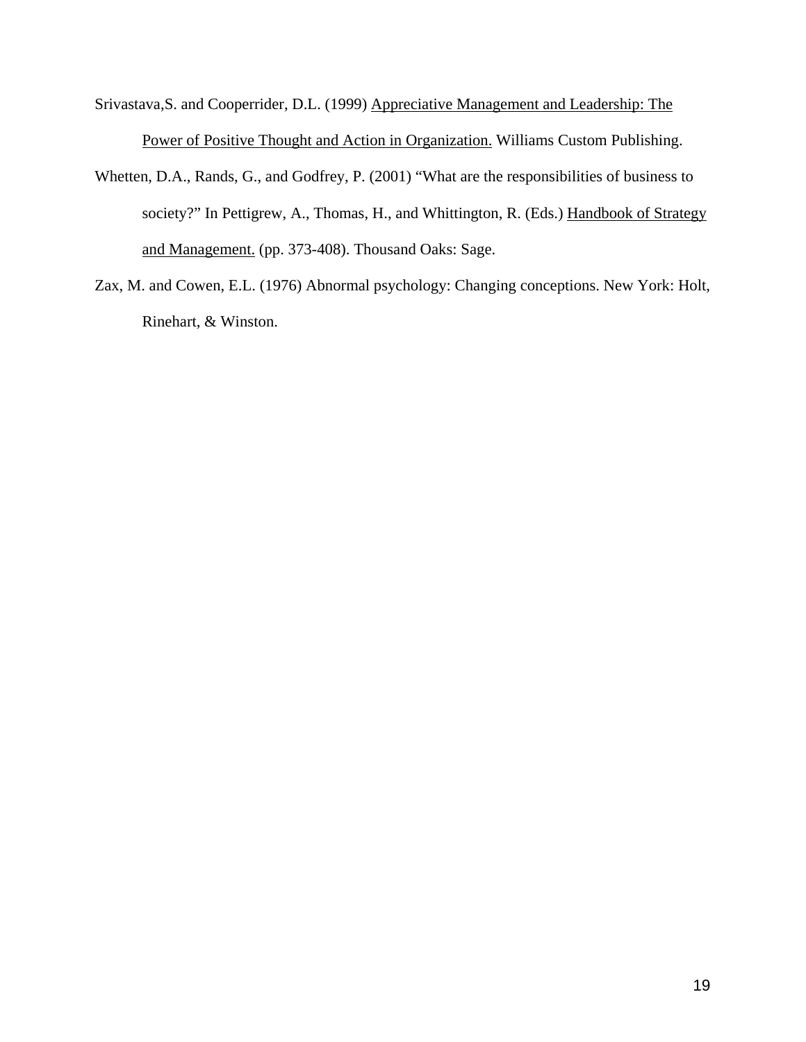Srivastava,S. and Cooperrider, D.L. (1999) <u>Appreciative Management and Leadership: The Power of Positive Thought and Action in Organization.</u> Williams Custom Publishing.

Whetten, D.A., Rands, G., and Godfrey, P. (2001) "What are the responsibilities of business to society?" In Pettigrew, A., Thomas, H., and Whittington, R. (Eds.) <u>Handbook of Strategy and Management.</u> (pp. 373-408). Thousand Oaks: Sage.

Zax, M. and Cowen, E.L. (1976) Abnormal psychology: Changing conceptions. New York: Holt, Rinehart, & Winston.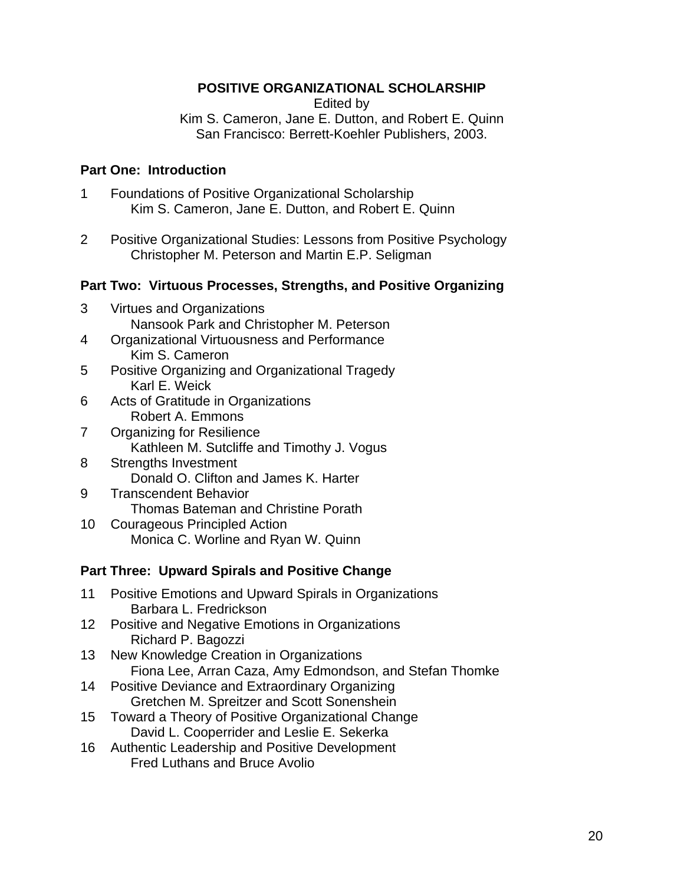**POSITIVE ORGANIZATIONAL SCHOLARSHIP**

Edited by
Kim S. Cameron, Jane E. Dutton, and Robert E. Quinn
San Francisco: Berrett-Koehler Publishers, 2003.

**Part One: Introduction**

1 Foundations of Positive Organizational Scholarship
  Kim S. Cameron, Jane E. Dutton, and Robert E. Quinn

2 Positive Organizational Studies: Lessons from Positive Psychology
  Christopher M. Peterson and Martin E.P. Seligman

**Part Two: Virtuous Processes, Strengths, and Positive Organizing**

3 Virtues and Organizations
  Nansook Park and Christopher M. Peterson
4 Organizational Virtuousness and Performance
  Kim S. Cameron
5 Positive Organizing and Organizational Tragedy
  Karl E. Weick
6 Acts of Gratitude in Organizations
  Robert A. Emmons
7 Organizing for Resilience
  Kathleen M. Sutcliffe and Timothy J. Vogus
8 Strengths Investment
  Donald O. Clifton and James K. Harter
9 Transcendent Behavior
  Thomas Bateman and Christine Porath
10 Courageous Principled Action
  Monica C. Worline and Ryan W. Quinn

**Part Three: Upward Spirals and Positive Change**

11 Positive Emotions and Upward Spirals in Organizations
  Barbara L. Fredrickson
12 Positive and Negative Emotions in Organizations
  Richard P. Bagozzi
13 New Knowledge Creation in Organizations
  Fiona Lee, Arran Caza, Amy Edmondson, and Stefan Thomke
14 Positive Deviance and Extraordinary Organizing
  Gretchen M. Spreitzer and Scott Sonenshein
15 Toward a Theory of Positive Organizational Change
  David L. Cooperrider and Leslie E. Sekerka
16 Authentic Leadership and Positive Development
  Fred Luthans and Bruce Avolio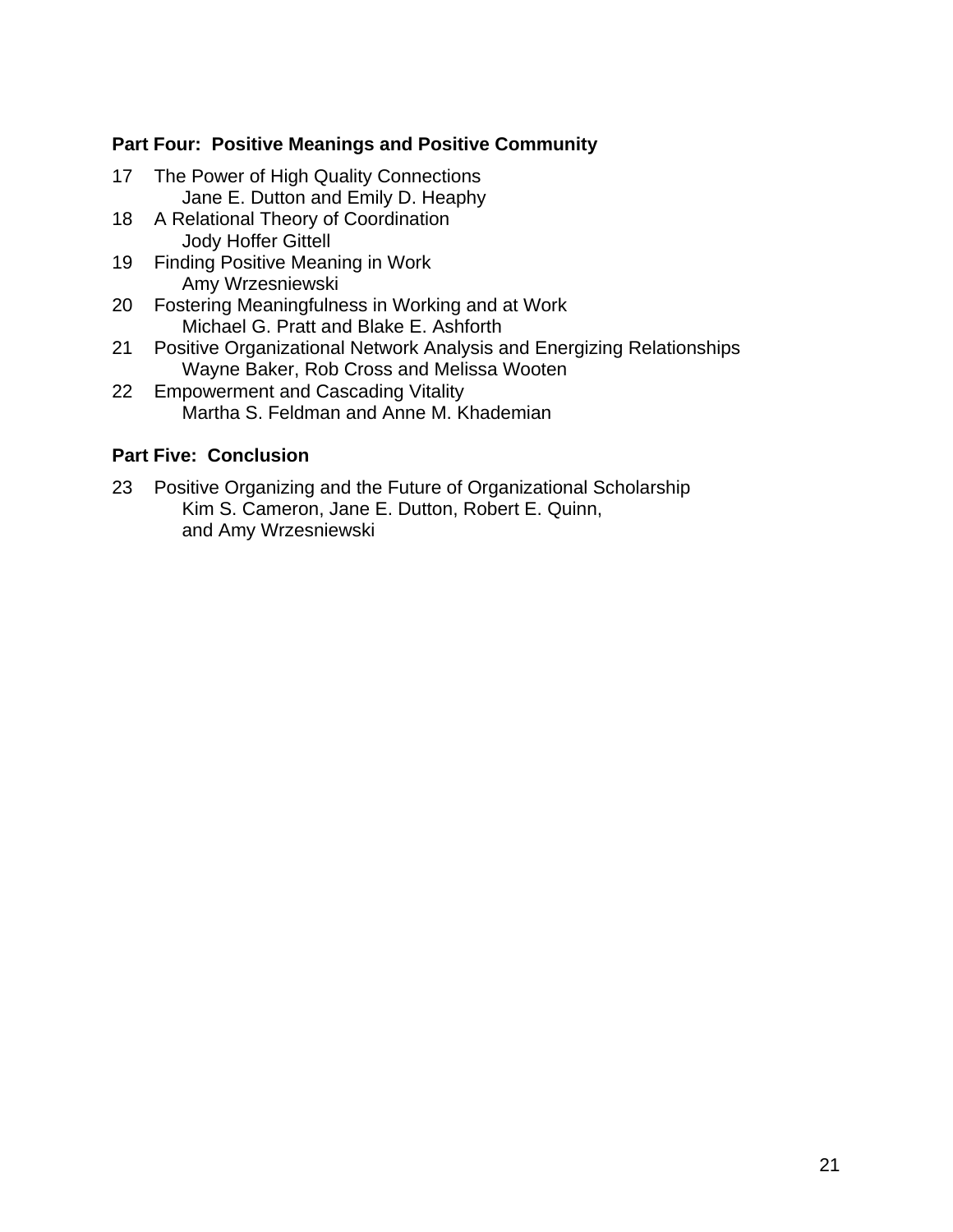**Part Four: Positive Meanings and Positive Community**

17 The Power of High Quality Connections
 Jane E. Dutton and Emily D. Heaphy
18 A Relational Theory of Coordination
 Jody Hoffer Gittell
19 Finding Positive Meaning in Work
 Amy Wrzesniewski
20 Fostering Meaningfulness in Working and at Work
 Michael G. Pratt and Blake E. Ashforth
21 Positive Organizational Network Analysis and Energizing Relationships
 Wayne Baker, Rob Cross and Melissa Wooten
22 Empowerment and Cascading Vitality
 Martha S. Feldman and Anne M. Khademian

**Part Five: Conclusion**

23 Positive Organizing and the Future of Organizational Scholarship
 Kim S. Cameron, Jane E. Dutton, Robert E. Quinn,
 and Amy Wrzesniewski